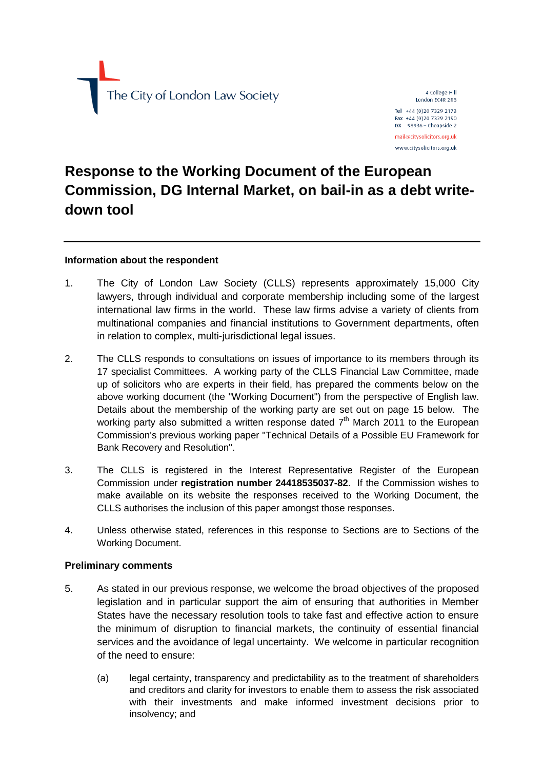The City of London Law Society

4 College Hill
London EC4R 2RB

Tel +44 (0)20 7329 2173
Fax +44 (0)20 7329 2190
DX 98936 – Cheapside 2

mail@citysolicitors.org.uk

www.citysolicitors.org.uk

# Response to the Working Document of the European Commission, DG Internal Market, on bail-in as a debt write-down tool

**Information about the respondent**

1. The City of London Law Society (CLLS) represents approximately 15,000 City lawyers, through individual and corporate membership including some of the largest international law firms in the world. These law firms advise a variety of clients from multinational companies and financial institutions to Government departments, often in relation to complex, multi-jurisdictional legal issues.

2. The CLLS responds to consultations on issues of importance to its members through its 17 specialist Committees. A working party of the CLLS Financial Law Committee, made up of solicitors who are experts in their field, has prepared the comments below on the above working document (the "Working Document") from the perspective of English law. Details about the membership of the working party are set out on page 15 below. The working party also submitted a written response dated 7th March 2011 to the European Commission's previous working paper "Technical Details of a Possible EU Framework for Bank Recovery and Resolution".

3. The CLLS is registered in the Interest Representative Register of the European Commission under **registration number 24418535037-82**. If the Commission wishes to make available on its website the responses received to the Working Document, the CLLS authorises the inclusion of this paper amongst those responses.

4. Unless otherwise stated, references in this response to Sections are to Sections of the Working Document.

**Preliminary comments**

5. As stated in our previous response, we welcome the broad objectives of the proposed legislation and in particular support the aim of ensuring that authorities in Member States have the necessary resolution tools to take fast and effective action to ensure the minimum of disruption to financial markets, the continuity of essential financial services and the avoidance of legal uncertainty. We welcome in particular recognition of the need to ensure:

   (a) legal certainty, transparency and predictability as to the treatment of shareholders and creditors and clarity for investors to enable them to assess the risk associated with their investments and make informed investment decisions prior to insolvency; and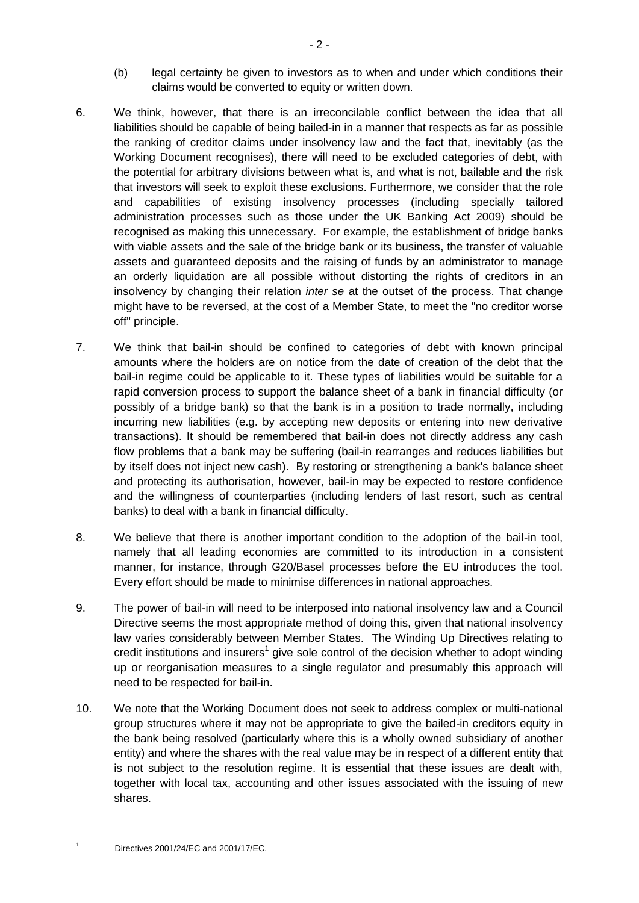(b) legal certainty be given to investors as to when and under which conditions their claims would be converted to equity or written down.

6. We think, however, that there is an irreconcilable conflict between the idea that all liabilities should be capable of being bailed-in in a manner that respects as far as possible the ranking of creditor claims under insolvency law and the fact that, inevitably (as the Working Document recognises), there will need to be excluded categories of debt, with the potential for arbitrary divisions between what is, and what is not, bailable and the risk that investors will seek to exploit these exclusions. Furthermore, we consider that the role and capabilities of existing insolvency processes (including specially tailored administration processes such as those under the UK Banking Act 2009) should be recognised as making this unnecessary. For example, the establishment of bridge banks with viable assets and the sale of the bridge bank or its business, the transfer of valuable assets and guaranteed deposits and the raising of funds by an administrator to manage an orderly liquidation are all possible without distorting the rights of creditors in an insolvency by changing their relation *inter se* at the outset of the process. That change might have to be reversed, at the cost of a Member State, to meet the "no creditor worse off" principle.

7. We think that bail-in should be confined to categories of debt with known principal amounts where the holders are on notice from the date of creation of the debt that the bail-in regime could be applicable to it. These types of liabilities would be suitable for a rapid conversion process to support the balance sheet of a bank in financial difficulty (or possibly of a bridge bank) so that the bank is in a position to trade normally, including incurring new liabilities (e.g. by accepting new deposits or entering into new derivative transactions). It should be remembered that bail-in does not directly address any cash flow problems that a bank may be suffering (bail-in rearranges and reduces liabilities but by itself does not inject new cash). By restoring or strengthening a bank's balance sheet and protecting its authorisation, however, bail-in may be expected to restore confidence and the willingness of counterparties (including lenders of last resort, such as central banks) to deal with a bank in financial difficulty.

8. We believe that there is another important condition to the adoption of the bail-in tool, namely that all leading economies are committed to its introduction in a consistent manner, for instance, through G20/Basel processes before the EU introduces the tool. Every effort should be made to minimise differences in national approaches.

9. The power of bail-in will need to be interposed into national insolvency law and a Council Directive seems the most appropriate method of doing this, given that national insolvency law varies considerably between Member States. The Winding Up Directives relating to credit institutions and insurers[1] give sole control of the decision whether to adopt winding up or reorganisation measures to a single regulator and presumably this approach will need to be respected for bail-in.

10. We note that the Working Document does not seek to address complex or multi-national group structures where it may not be appropriate to give the bailed-in creditors equity in the bank being resolved (particularly where this is a wholly owned subsidiary of another entity) and where the shares with the real value may be in respect of a different entity that is not subject to the resolution regime. It is essential that these issues are dealt with, together with local tax, accounting and other issues associated with the issuing of new shares.

[1] Directives 2001/24/EC and 2001/17/EC.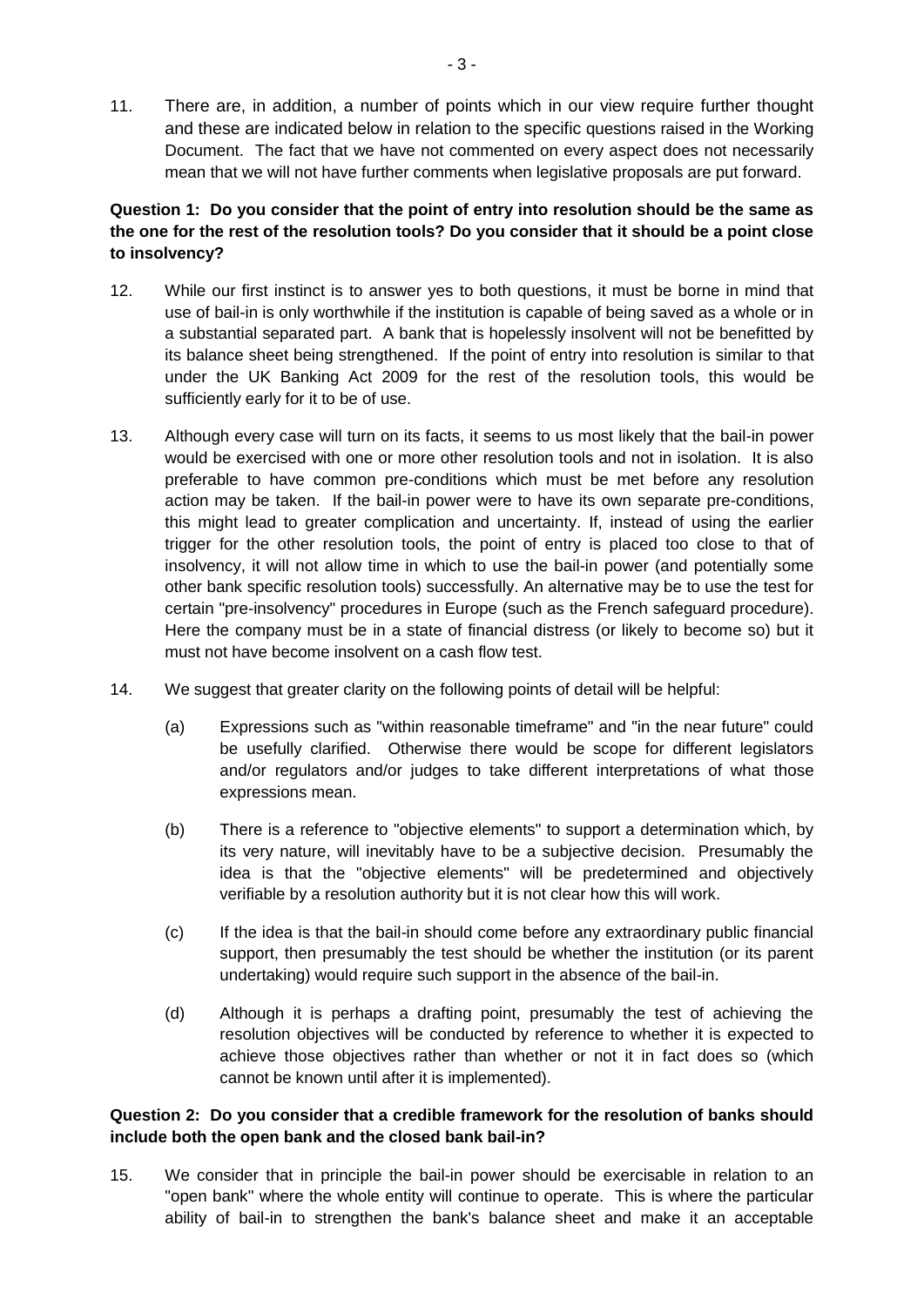11. There are, in addition, a number of points which in our view require further thought and these are indicated below in relation to the specific questions raised in the Working Document. The fact that we have not commented on every aspect does not necessarily mean that we will not have further comments when legislative proposals are put forward.

**Question 1: Do you consider that the point of entry into resolution should be the same as the one for the rest of the resolution tools? Do you consider that it should be a point close to insolvency?**

12. While our first instinct is to answer yes to both questions, it must be borne in mind that use of bail-in is only worthwhile if the institution is capable of being saved as a whole or in a substantial separated part. A bank that is hopelessly insolvent will not be benefitted by its balance sheet being strengthened. If the point of entry into resolution is similar to that under the UK Banking Act 2009 for the rest of the resolution tools, this would be sufficiently early for it to be of use.

13. Although every case will turn on its facts, it seems to us most likely that the bail-in power would be exercised with one or more other resolution tools and not in isolation. It is also preferable to have common pre-conditions which must be met before any resolution action may be taken. If the bail-in power were to have its own separate pre-conditions, this might lead to greater complication and uncertainty. If, instead of using the earlier trigger for the other resolution tools, the point of entry is placed too close to that of insolvency, it will not allow time in which to use the bail-in power (and potentially some other bank specific resolution tools) successfully. An alternative may be to use the test for certain "pre-insolvency" procedures in Europe (such as the French safeguard procedure). Here the company must be in a state of financial distress (or likely to become so) but it must not have become insolvent on a cash flow test.

14. We suggest that greater clarity on the following points of detail will be helpful:

    (a) Expressions such as "within reasonable timeframe" and "in the near future" could be usefully clarified. Otherwise there would be scope for different legislators and/or regulators and/or judges to take different interpretations of what those expressions mean.

    (b) There is a reference to "objective elements" to support a determination which, by its very nature, will inevitably have to be a subjective decision. Presumably the idea is that the "objective elements" will be predetermined and objectively verifiable by a resolution authority but it is not clear how this will work.

    (c) If the idea is that the bail-in should come before any extraordinary public financial support, then presumably the test should be whether the institution (or its parent undertaking) would require such support in the absence of the bail-in.

    (d) Although it is perhaps a drafting point, presumably the test of achieving the resolution objectives will be conducted by reference to whether it is expected to achieve those objectives rather than whether or not it in fact does so (which cannot be known until after it is implemented).

**Question 2: Do you consider that a credible framework for the resolution of banks should include both the open bank and the closed bank bail-in?**

15. We consider that in principle the bail-in power should be exercisable in relation to an "open bank" where the whole entity will continue to operate. This is where the particular ability of bail-in to strengthen the bank's balance sheet and make it an acceptable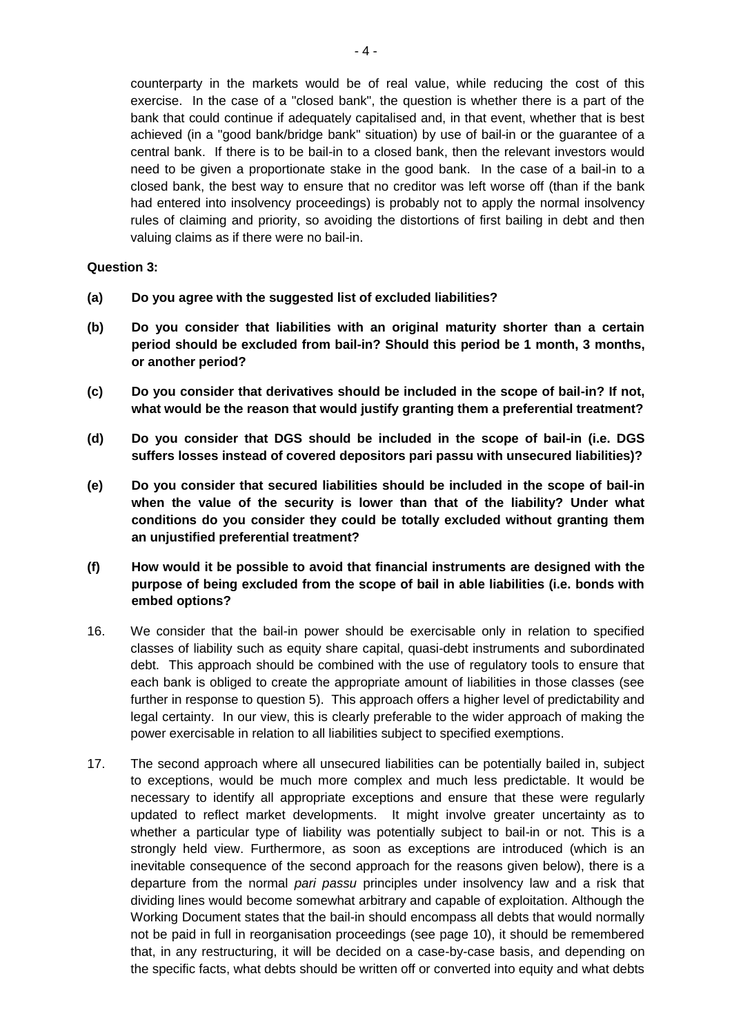counterparty in the markets would be of real value, while reducing the cost of this exercise. In the case of a "closed bank", the question is whether there is a part of the bank that could continue if adequately capitalised and, in that event, whether that is best achieved (in a "good bank/bridge bank" situation) by use of bail-in or the guarantee of a central bank. If there is to be bail-in to a closed bank, then the relevant investors would need to be given a proportionate stake in the good bank. In the case of a bail-in to a closed bank, the best way to ensure that no creditor was left worse off (than if the bank had entered into insolvency proceedings) is probably not to apply the normal insolvency rules of claiming and priority, so avoiding the distortions of first bailing in debt and then valuing claims as if there were no bail-in.

**Question 3:**

**(a) Do you agree with the suggested list of excluded liabilities?**

**(b) Do you consider that liabilities with an original maturity shorter than a certain period should be excluded from bail-in? Should this period be 1 month, 3 months, or another period?**

**(c) Do you consider that derivatives should be included in the scope of bail-in? If not, what would be the reason that would justify granting them a preferential treatment?**

**(d) Do you consider that DGS should be included in the scope of bail-in (i.e. DGS suffers losses instead of covered depositors pari passu with unsecured liabilities)?**

**(e) Do you consider that secured liabilities should be included in the scope of bail-in when the value of the security is lower than that of the liability? Under what conditions do you consider they could be totally excluded without granting them an unjustified preferential treatment?**

**(f) How would it be possible to avoid that financial instruments are designed with the purpose of being excluded from the scope of bail in able liabilities (i.e. bonds with embed options?**

16. We consider that the bail-in power should be exercisable only in relation to specified classes of liability such as equity share capital, quasi-debt instruments and subordinated debt. This approach should be combined with the use of regulatory tools to ensure that each bank is obliged to create the appropriate amount of liabilities in those classes (see further in response to question 5). This approach offers a higher level of predictability and legal certainty. In our view, this is clearly preferable to the wider approach of making the power exercisable in relation to all liabilities subject to specified exemptions.

17. The second approach where all unsecured liabilities can be potentially bailed in, subject to exceptions, would be much more complex and much less predictable. It would be necessary to identify all appropriate exceptions and ensure that these were regularly updated to reflect market developments. It might involve greater uncertainty as to whether a particular type of liability was potentially subject to bail-in or not. This is a strongly held view. Furthermore, as soon as exceptions are introduced (which is an inevitable consequence of the second approach for the reasons given below), there is a departure from the normal *pari passu* principles under insolvency law and a risk that dividing lines would become somewhat arbitrary and capable of exploitation. Although the Working Document states that the bail-in should encompass all debts that would normally not be paid in full in reorganisation proceedings (see page 10), it should be remembered that, in any restructuring, it will be decided on a case-by-case basis, and depending on the specific facts, what debts should be written off or converted into equity and what debts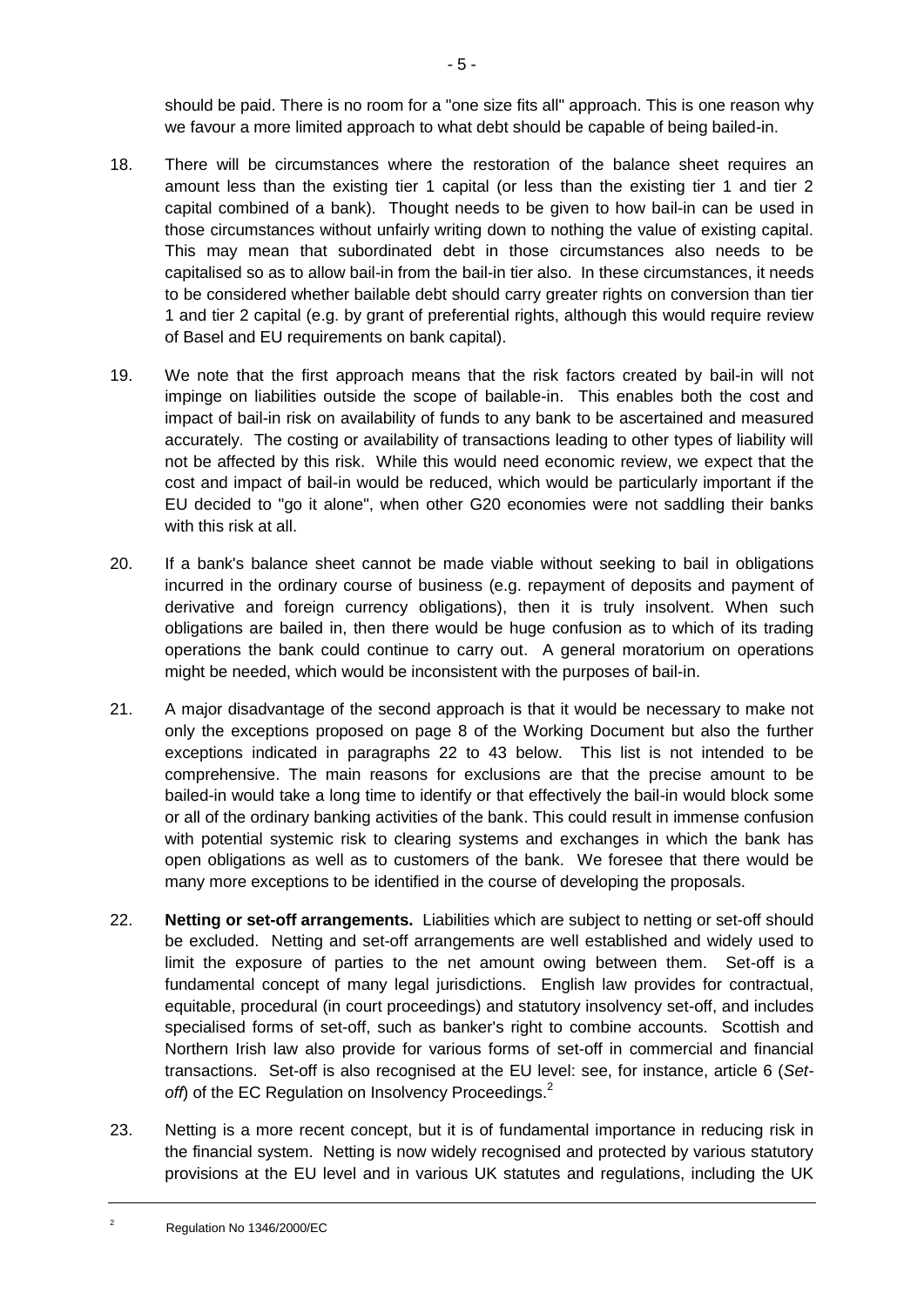should be paid. There is no room for a "one size fits all" approach. This is one reason why we favour a more limited approach to what debt should be capable of being bailed-in.

18. There will be circumstances where the restoration of the balance sheet requires an amount less than the existing tier 1 capital (or less than the existing tier 1 and tier 2 capital combined of a bank). Thought needs to be given to how bail-in can be used in those circumstances without unfairly writing down to nothing the value of existing capital. This may mean that subordinated debt in those circumstances also needs to be capitalised so as to allow bail-in from the bail-in tier also. In these circumstances, it needs to be considered whether bailable debt should carry greater rights on conversion than tier 1 and tier 2 capital (e.g. by grant of preferential rights, although this would require review of Basel and EU requirements on bank capital).

19. We note that the first approach means that the risk factors created by bail-in will not impinge on liabilities outside the scope of bailable-in. This enables both the cost and impact of bail-in risk on availability of funds to any bank to be ascertained and measured accurately. The costing or availability of transactions leading to other types of liability will not be affected by this risk. While this would need economic review, we expect that the cost and impact of bail-in would be reduced, which would be particularly important if the EU decided to "go it alone", when other G20 economies were not saddling their banks with this risk at all.

20. If a bank's balance sheet cannot be made viable without seeking to bail in obligations incurred in the ordinary course of business (e.g. repayment of deposits and payment of derivative and foreign currency obligations), then it is truly insolvent. When such obligations are bailed in, then there would be huge confusion as to which of its trading operations the bank could continue to carry out. A general moratorium on operations might be needed, which would be inconsistent with the purposes of bail-in.

21. A major disadvantage of the second approach is that it would be necessary to make not only the exceptions proposed on page 8 of the Working Document but also the further exceptions indicated in paragraphs 22 to 43 below. This list is not intended to be comprehensive. The main reasons for exclusions are that the precise amount to be bailed-in would take a long time to identify or that effectively the bail-in would block some or all of the ordinary banking activities of the bank. This could result in immense confusion with potential systemic risk to clearing systems and exchanges in which the bank has open obligations as well as to customers of the bank. We foresee that there would be many more exceptions to be identified in the course of developing the proposals.

22. **Netting or set-off arrangements.** Liabilities which are subject to netting or set-off should be excluded. Netting and set-off arrangements are well established and widely used to limit the exposure of parties to the net amount owing between them. Set-off is a fundamental concept of many legal jurisdictions. English law provides for contractual, equitable, procedural (in court proceedings) and statutory insolvency set-off, and includes specialised forms of set-off, such as banker's right to combine accounts. Scottish and Northern Irish law also provide for various forms of set-off in commercial and financial transactions. Set-off is also recognised at the EU level: see, for instance, article 6 (*Set-off*) of the EC Regulation on Insolvency Proceedings.[2]

23. Netting is a more recent concept, but it is of fundamental importance in reducing risk in the financial system. Netting is now widely recognised and protected by various statutory provisions at the EU level and in various UK statutes and regulations, including the UK

[2] Regulation No 1346/2000/EC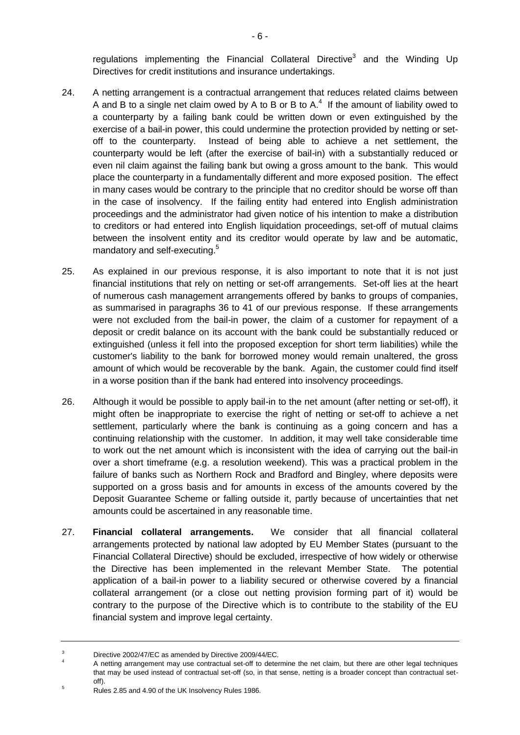regulations implementing the Financial Collateral Directive[3] and the Winding Up Directives for credit institutions and insurance undertakings.

24. A netting arrangement is a contractual arrangement that reduces related claims between A and B to a single net claim owed by A to B or B to A.[4] If the amount of liability owed to a counterparty by a failing bank could be written down or even extinguished by the exercise of a bail-in power, this could undermine the protection provided by netting or set-off to the counterparty. Instead of being able to achieve a net settlement, the counterparty would be left (after the exercise of bail-in) with a substantially reduced or even nil claim against the failing bank but owing a gross amount to the bank. This would place the counterparty in a fundamentally different and more exposed position. The effect in many cases would be contrary to the principle that no creditor should be worse off than in the case of insolvency. If the failing entity had entered into English administration proceedings and the administrator had given notice of his intention to make a distribution to creditors or had entered into English liquidation proceedings, set-off of mutual claims between the insolvent entity and its creditor would operate by law and be automatic, mandatory and self-executing.[5]

25. As explained in our previous response, it is also important to note that it is not just financial institutions that rely on netting or set-off arrangements. Set-off lies at the heart of numerous cash management arrangements offered by banks to groups of companies, as summarised in paragraphs 36 to 41 of our previous response. If these arrangements were not excluded from the bail-in power, the claim of a customer for repayment of a deposit or credit balance on its account with the bank could be substantially reduced or extinguished (unless it fell into the proposed exception for short term liabilities) while the customer's liability to the bank for borrowed money would remain unaltered, the gross amount of which would be recoverable by the bank. Again, the customer could find itself in a worse position than if the bank had entered into insolvency proceedings.

26. Although it would be possible to apply bail-in to the net amount (after netting or set-off), it might often be inappropriate to exercise the right of netting or set-off to achieve a net settlement, particularly where the bank is continuing as a going concern and has a continuing relationship with the customer. In addition, it may well take considerable time to work out the net amount which is inconsistent with the idea of carrying out the bail-in over a short timeframe (e.g. a resolution weekend). This was a practical problem in the failure of banks such as Northern Rock and Bradford and Bingley, where deposits were supported on a gross basis and for amounts in excess of the amounts covered by the Deposit Guarantee Scheme or falling outside it, partly because of uncertainties that net amounts could be ascertained in any reasonable time.

27. **Financial collateral arrangements.** We consider that all financial collateral arrangements protected by national law adopted by EU Member States (pursuant to the Financial Collateral Directive) should be excluded, irrespective of how widely or otherwise the Directive has been implemented in the relevant Member State. The potential application of a bail-in power to a liability secured or otherwise covered by a financial collateral arrangement (or a close out netting provision forming part of it) would be contrary to the purpose of the Directive which is to contribute to the stability of the EU financial system and improve legal certainty.

---

[3] Directive 2002/47/EC as amended by Directive 2009/44/EC.

[4] A netting arrangement may use contractual set-off to determine the net claim, but there are other legal techniques that may be used instead of contractual set-off (so, in that sense, netting is a broader concept than contractual set-off).

[5] Rules 2.85 and 4.90 of the UK Insolvency Rules 1986.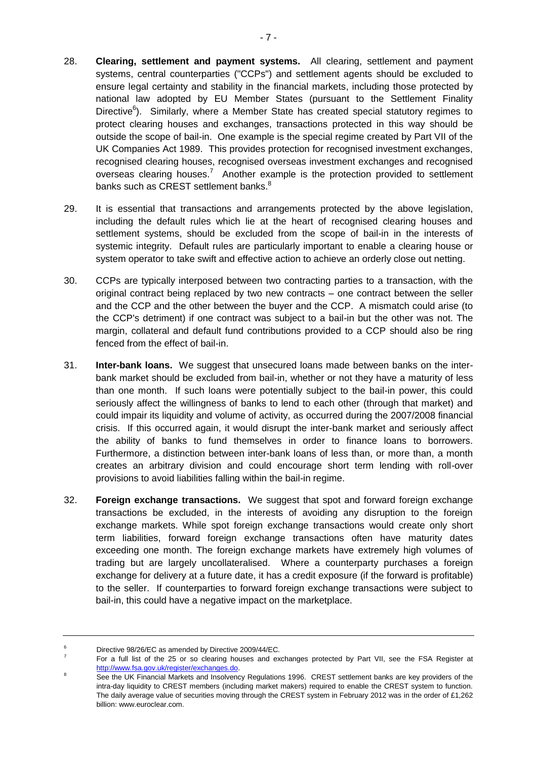28. **Clearing, settlement and payment systems.** All clearing, settlement and payment systems, central counterparties ("CCPs") and settlement agents should be excluded to ensure legal certainty and stability in the financial markets, including those protected by national law adopted by EU Member States (pursuant to the Settlement Finality Directive[6]). Similarly, where a Member State has created special statutory regimes to protect clearing houses and exchanges, transactions protected in this way should be outside the scope of bail-in. One example is the special regime created by Part VII of the UK Companies Act 1989. This provides protection for recognised investment exchanges, recognised clearing houses, recognised overseas investment exchanges and recognised overseas clearing houses.[7] Another example is the protection provided to settlement banks such as CREST settlement banks.[8]

29. It is essential that transactions and arrangements protected by the above legislation, including the default rules which lie at the heart of recognised clearing houses and settlement systems, should be excluded from the scope of bail-in in the interests of systemic integrity. Default rules are particularly important to enable a clearing house or system operator to take swift and effective action to achieve an orderly close out netting.

30. CCPs are typically interposed between two contracting parties to a transaction, with the original contract being replaced by two new contracts – one contract between the seller and the CCP and the other between the buyer and the CCP. A mismatch could arise (to the CCP's detriment) if one contract was subject to a bail-in but the other was not. The margin, collateral and default fund contributions provided to a CCP should also be ring fenced from the effect of bail-in.

31. **Inter-bank loans.** We suggest that unsecured loans made between banks on the inter-bank market should be excluded from bail-in, whether or not they have a maturity of less than one month. If such loans were potentially subject to the bail-in power, this could seriously affect the willingness of banks to lend to each other (through that market) and could impair its liquidity and volume of activity, as occurred during the 2007/2008 financial crisis. If this occurred again, it would disrupt the inter-bank market and seriously affect the ability of banks to fund themselves in order to finance loans to borrowers. Furthermore, a distinction between inter-bank loans of less than, or more than, a month creates an arbitrary division and could encourage short term lending with roll-over provisions to avoid liabilities falling within the bail-in regime.

32. **Foreign exchange transactions.** We suggest that spot and forward foreign exchange transactions be excluded, in the interests of avoiding any disruption to the foreign exchange markets. While spot foreign exchange transactions would create only short term liabilities, forward foreign exchange transactions often have maturity dates exceeding one month. The foreign exchange markets have extremely high volumes of trading but are largely uncollateralised. Where a counterparty purchases a foreign exchange for delivery at a future date, it has a credit exposure (if the forward is profitable) to the seller. If counterparties to forward foreign exchange transactions were subject to bail-in, this could have a negative impact on the marketplace.

---

[6] Directive 98/26/EC as amended by Directive 2009/44/EC.

[7] For a full list of the 25 or so clearing houses and exchanges protected by Part VII, see the FSA Register at http://www.fsa.gov.uk/register/exchanges.do.

[8] See the UK Financial Markets and Insolvency Regulations 1996. CREST settlement banks are key providers of the intra-day liquidity to CREST members (including market makers) required to enable the CREST system to function. The daily average value of securities moving through the CREST system in February 2012 was in the order of £1,262 billion: www.euroclear.com.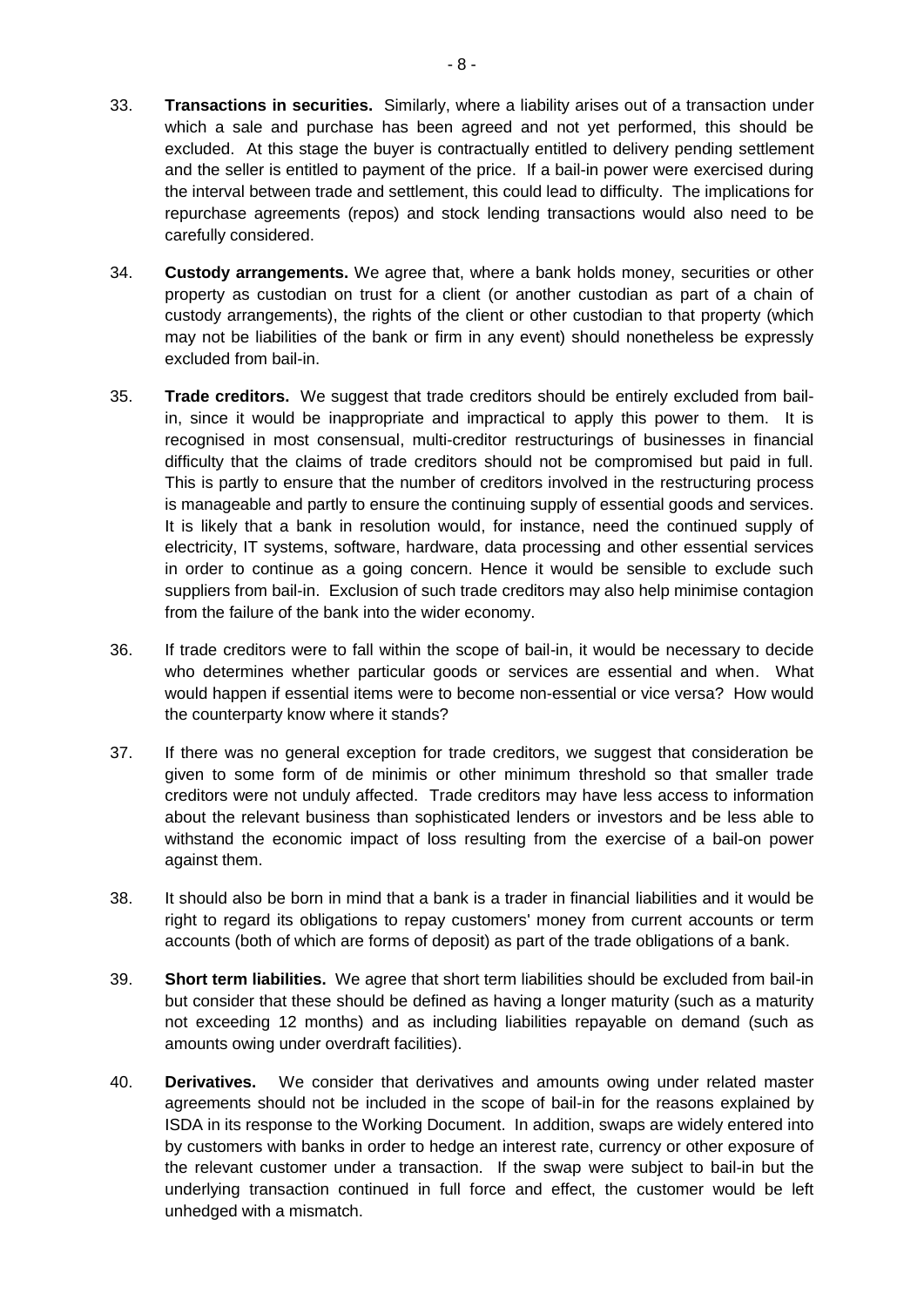33. **Transactions in securities.** Similarly, where a liability arises out of a transaction under which a sale and purchase has been agreed and not yet performed, this should be excluded. At this stage the buyer is contractually entitled to delivery pending settlement and the seller is entitled to payment of the price. If a bail-in power were exercised during the interval between trade and settlement, this could lead to difficulty. The implications for repurchase agreements (repos) and stock lending transactions would also need to be carefully considered.

34. **Custody arrangements.** We agree that, where a bank holds money, securities or other property as custodian on trust for a client (or another custodian as part of a chain of custody arrangements), the rights of the client or other custodian to that property (which may not be liabilities of the bank or firm in any event) should nonetheless be expressly excluded from bail-in.

35. **Trade creditors.** We suggest that trade creditors should be entirely excluded from bail-in, since it would be inappropriate and impractical to apply this power to them. It is recognised in most consensual, multi-creditor restructurings of businesses in financial difficulty that the claims of trade creditors should not be compromised but paid in full. This is partly to ensure that the number of creditors involved in the restructuring process is manageable and partly to ensure the continuing supply of essential goods and services. It is likely that a bank in resolution would, for instance, need the continued supply of electricity, IT systems, software, hardware, data processing and other essential services in order to continue as a going concern. Hence it would be sensible to exclude such suppliers from bail-in. Exclusion of such trade creditors may also help minimise contagion from the failure of the bank into the wider economy.

36. If trade creditors were to fall within the scope of bail-in, it would be necessary to decide who determines whether particular goods or services are essential and when. What would happen if essential items were to become non-essential or vice versa? How would the counterparty know where it stands?

37. If there was no general exception for trade creditors, we suggest that consideration be given to some form of de minimis or other minimum threshold so that smaller trade creditors were not unduly affected. Trade creditors may have less access to information about the relevant business than sophisticated lenders or investors and be less able to withstand the economic impact of loss resulting from the exercise of a bail-on power against them.

38. It should also be born in mind that a bank is a trader in financial liabilities and it would be right to regard its obligations to repay customers' money from current accounts or term accounts (both of which are forms of deposit) as part of the trade obligations of a bank.

39. **Short term liabilities.** We agree that short term liabilities should be excluded from bail-in but consider that these should be defined as having a longer maturity (such as a maturity not exceeding 12 months) and as including liabilities repayable on demand (such as amounts owing under overdraft facilities).

40. **Derivatives.** We consider that derivatives and amounts owing under related master agreements should not be included in the scope of bail-in for the reasons explained by ISDA in its response to the Working Document. In addition, swaps are widely entered into by customers with banks in order to hedge an interest rate, currency or other exposure of the relevant customer under a transaction. If the swap were subject to bail-in but the underlying transaction continued in full force and effect, the customer would be left unhedged with a mismatch.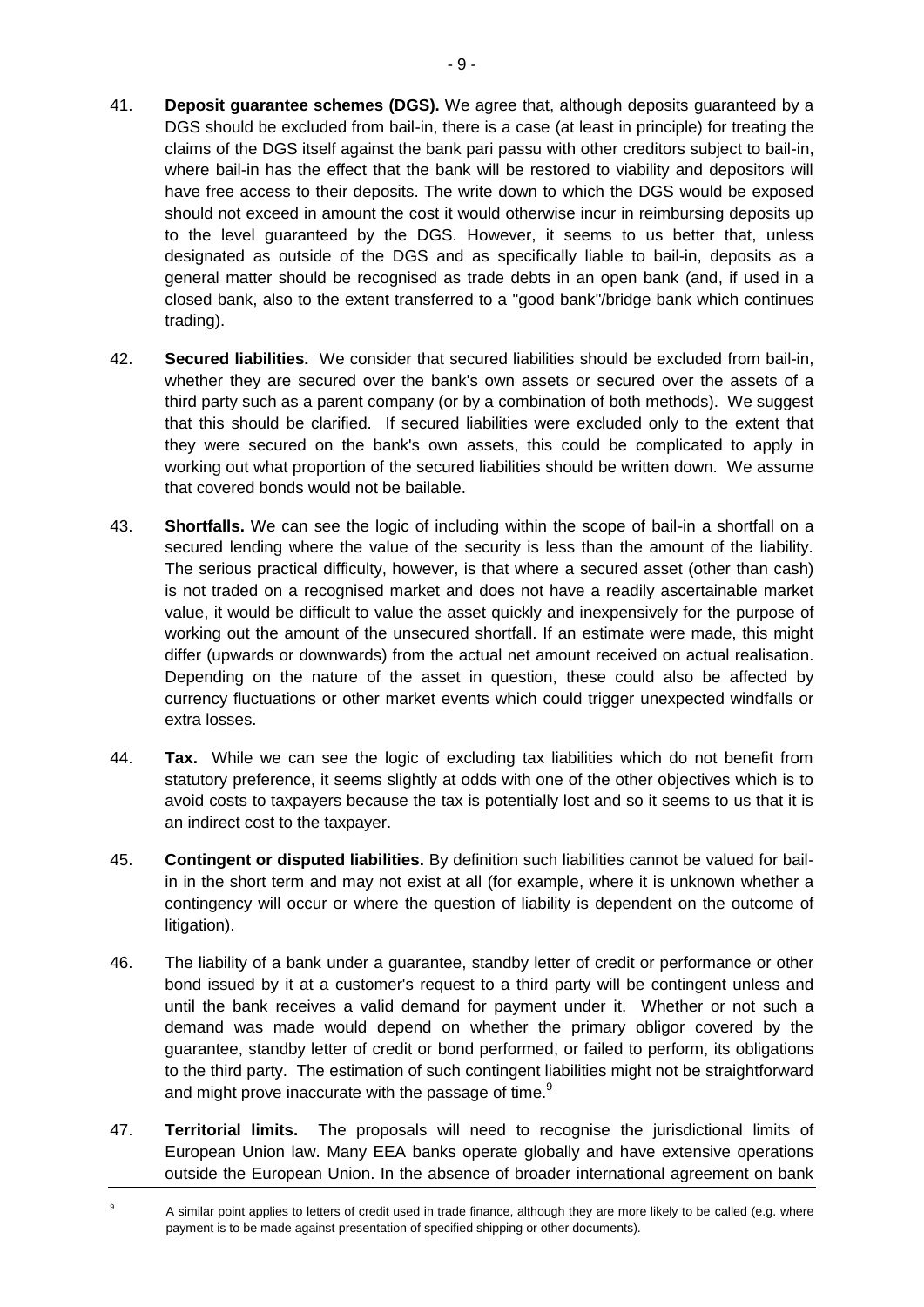41. **Deposit guarantee schemes (DGS).** We agree that, although deposits guaranteed by a DGS should be excluded from bail-in, there is a case (at least in principle) for treating the claims of the DGS itself against the bank pari passu with other creditors subject to bail-in, where bail-in has the effect that the bank will be restored to viability and depositors will have free access to their deposits. The write down to which the DGS would be exposed should not exceed in amount the cost it would otherwise incur in reimbursing deposits up to the level guaranteed by the DGS. However, it seems to us better that, unless designated as outside of the DGS and as specifically liable to bail-in, deposits as a general matter should be recognised as trade debts in an open bank (and, if used in a closed bank, also to the extent transferred to a "good bank"/bridge bank which continues trading).

42. **Secured liabilities.** We consider that secured liabilities should be excluded from bail-in, whether they are secured over the bank's own assets or secured over the assets of a third party such as a parent company (or by a combination of both methods). We suggest that this should be clarified. If secured liabilities were excluded only to the extent that they were secured on the bank's own assets, this could be complicated to apply in working out what proportion of the secured liabilities should be written down. We assume that covered bonds would not be bailable.

43. **Shortfalls.** We can see the logic of including within the scope of bail-in a shortfall on a secured lending where the value of the security is less than the amount of the liability. The serious practical difficulty, however, is that where a secured asset (other than cash) is not traded on a recognised market and does not have a readily ascertainable market value, it would be difficult to value the asset quickly and inexpensively for the purpose of working out the amount of the unsecured shortfall. If an estimate were made, this might differ (upwards or downwards) from the actual net amount received on actual realisation. Depending on the nature of the asset in question, these could also be affected by currency fluctuations or other market events which could trigger unexpected windfalls or extra losses.

44. **Tax.** While we can see the logic of excluding tax liabilities which do not benefit from statutory preference, it seems slightly at odds with one of the other objectives which is to avoid costs to taxpayers because the tax is potentially lost and so it seems to us that it is an indirect cost to the taxpayer.

45. **Contingent or disputed liabilities.** By definition such liabilities cannot be valued for bail-in in the short term and may not exist at all (for example, where it is unknown whether a contingency will occur or where the question of liability is dependent on the outcome of litigation).

46. The liability of a bank under a guarantee, standby letter of credit or performance or other bond issued by it at a customer's request to a third party will be contingent unless and until the bank receives a valid demand for payment under it. Whether or not such a demand was made would depend on whether the primary obligor covered by the guarantee, standby letter of credit or bond performed, or failed to perform, its obligations to the third party. The estimation of such contingent liabilities might not be straightforward and might prove inaccurate with the passage of time.[9]

47. **Territorial limits.** The proposals will need to recognise the jurisdictional limits of European Union law. Many EEA banks operate globally and have extensive operations outside the European Union. In the absence of broader international agreement on bank

---

[9] A similar point applies to letters of credit used in trade finance, although they are more likely to be called (e.g. where payment is to be made against presentation of specified shipping or other documents).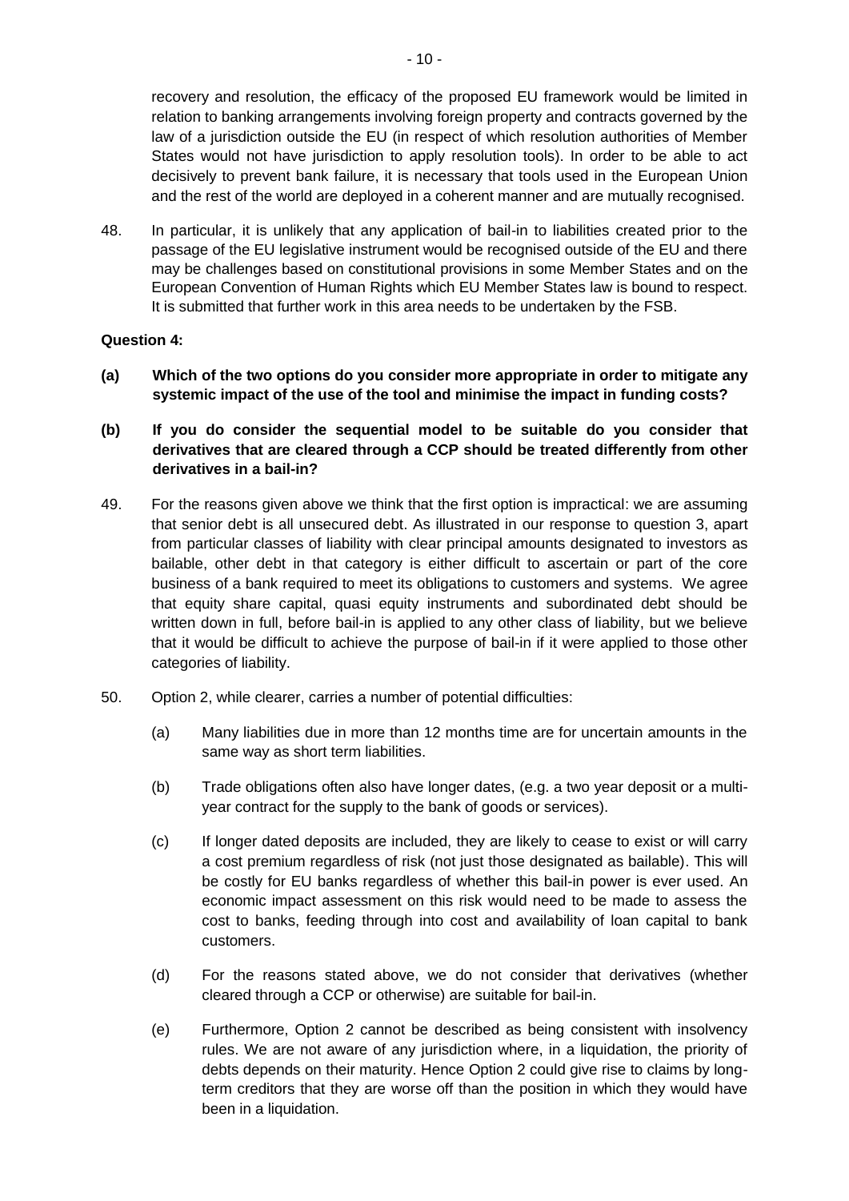recovery and resolution, the efficacy of the proposed EU framework would be limited in relation to banking arrangements involving foreign property and contracts governed by the law of a jurisdiction outside the EU (in respect of which resolution authorities of Member States would not have jurisdiction to apply resolution tools). In order to be able to act decisively to prevent bank failure, it is necessary that tools used in the European Union and the rest of the world are deployed in a coherent manner and are mutually recognised.

48. In particular, it is unlikely that any application of bail-in to liabilities created prior to the passage of the EU legislative instrument would be recognised outside of the EU and there may be challenges based on constitutional provisions in some Member States and on the European Convention of Human Rights which EU Member States law is bound to respect. It is submitted that further work in this area needs to be undertaken by the FSB.

**Question 4:**

**(a) Which of the two options do you consider more appropriate in order to mitigate any systemic impact of the use of the tool and minimise the impact in funding costs?**

**(b) If you do consider the sequential model to be suitable do you consider that derivatives that are cleared through a CCP should be treated differently from other derivatives in a bail-in?**

49. For the reasons given above we think that the first option is impractical: we are assuming that senior debt is all unsecured debt. As illustrated in our response to question 3, apart from particular classes of liability with clear principal amounts designated to investors as bailable, other debt in that category is either difficult to ascertain or part of the core business of a bank required to meet its obligations to customers and systems. We agree that equity share capital, quasi equity instruments and subordinated debt should be written down in full, before bail-in is applied to any other class of liability, but we believe that it would be difficult to achieve the purpose of bail-in if it were applied to those other categories of liability.

50. Option 2, while clearer, carries a number of potential difficulties:

    (a) Many liabilities due in more than 12 months time are for uncertain amounts in the same way as short term liabilities.

    (b) Trade obligations often also have longer dates, (e.g. a two year deposit or a multi-year contract for the supply to the bank of goods or services).

    (c) If longer dated deposits are included, they are likely to cease to exist or will carry a cost premium regardless of risk (not just those designated as bailable). This will be costly for EU banks regardless of whether this bail-in power is ever used. An economic impact assessment on this risk would need to be made to assess the cost to banks, feeding through into cost and availability of loan capital to bank customers.

    (d) For the reasons stated above, we do not consider that derivatives (whether cleared through a CCP or otherwise) are suitable for bail-in.

    (e) Furthermore, Option 2 cannot be described as being consistent with insolvency rules. We are not aware of any jurisdiction where, in a liquidation, the priority of debts depends on their maturity. Hence Option 2 could give rise to claims by long-term creditors that they are worse off than the position in which they would have been in a liquidation.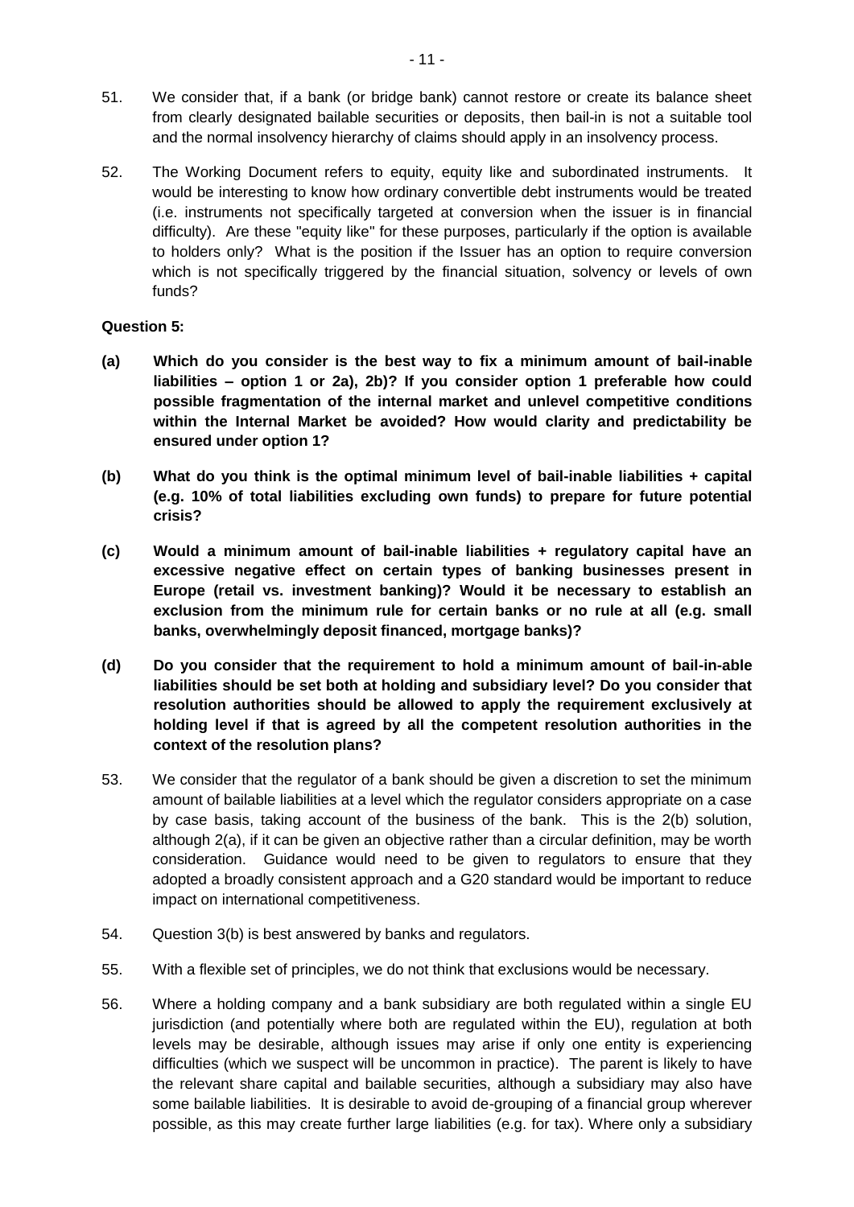51. We consider that, if a bank (or bridge bank) cannot restore or create its balance sheet from clearly designated bailable securities or deposits, then bail-in is not a suitable tool and the normal insolvency hierarchy of claims should apply in an insolvency process.

52. The Working Document refers to equity, equity like and subordinated instruments. It would be interesting to know how ordinary convertible debt instruments would be treated (i.e. instruments not specifically targeted at conversion when the issuer is in financial difficulty). Are these "equity like" for these purposes, particularly if the option is available to holders only? What is the position if the Issuer has an option to require conversion which is not specifically triggered by the financial situation, solvency or levels of own funds?

**Question 5:**

**(a) Which do you consider is the best way to fix a minimum amount of bail-inable liabilities – option 1 or 2a), 2b)? If you consider option 1 preferable how could possible fragmentation of the internal market and unlevel competitive conditions within the Internal Market be avoided? How would clarity and predictability be ensured under option 1?**

**(b) What do you think is the optimal minimum level of bail-inable liabilities + capital (e.g. 10% of total liabilities excluding own funds) to prepare for future potential crisis?**

**(c) Would a minimum amount of bail-inable liabilities + regulatory capital have an excessive negative effect on certain types of banking businesses present in Europe (retail vs. investment banking)? Would it be necessary to establish an exclusion from the minimum rule for certain banks or no rule at all (e.g. small banks, overwhelmingly deposit financed, mortgage banks)?**

**(d) Do you consider that the requirement to hold a minimum amount of bail-in-able liabilities should be set both at holding and subsidiary level? Do you consider that resolution authorities should be allowed to apply the requirement exclusively at holding level if that is agreed by all the competent resolution authorities in the context of the resolution plans?**

53. We consider that the regulator of a bank should be given a discretion to set the minimum amount of bailable liabilities at a level which the regulator considers appropriate on a case by case basis, taking account of the business of the bank. This is the 2(b) solution, although 2(a), if it can be given an objective rather than a circular definition, may be worth consideration. Guidance would need to be given to regulators to ensure that they adopted a broadly consistent approach and a G20 standard would be important to reduce impact on international competitiveness.

54. Question 3(b) is best answered by banks and regulators.

55. With a flexible set of principles, we do not think that exclusions would be necessary.

56. Where a holding company and a bank subsidiary are both regulated within a single EU jurisdiction (and potentially where both are regulated within the EU), regulation at both levels may be desirable, although issues may arise if only one entity is experiencing difficulties (which we suspect will be uncommon in practice). The parent is likely to have the relevant share capital and bailable securities, although a subsidiary may also have some bailable liabilities. It is desirable to avoid de-grouping of a financial group wherever possible, as this may create further large liabilities (e.g. for tax). Where only a subsidiary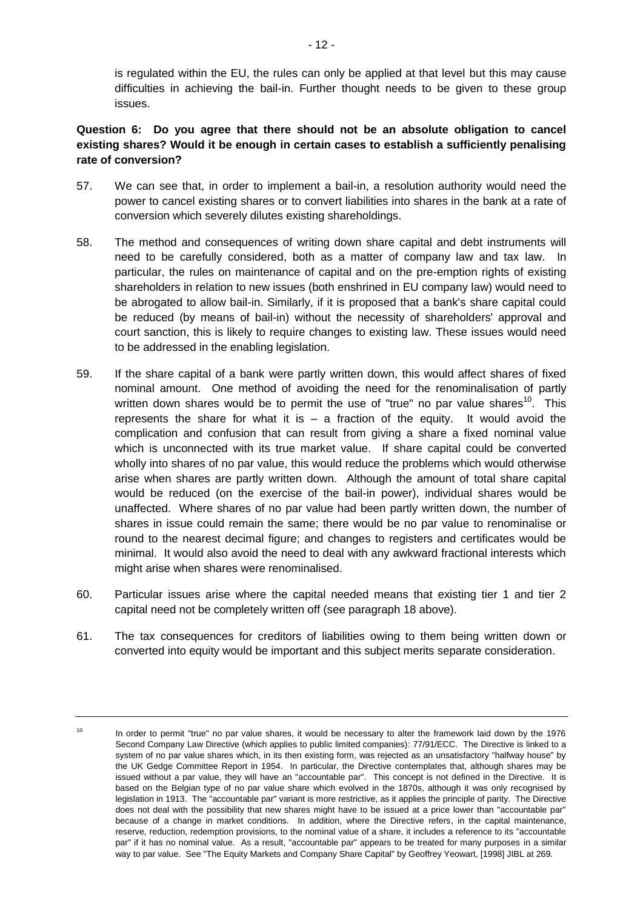is regulated within the EU, the rules can only be applied at that level but this may cause difficulties in achieving the bail-in. Further thought needs to be given to these group issues.

**Question 6: Do you agree that there should not be an absolute obligation to cancel existing shares? Would it be enough in certain cases to establish a sufficiently penalising rate of conversion?**

57. We can see that, in order to implement a bail-in, a resolution authority would need the power to cancel existing shares or to convert liabilities into shares in the bank at a rate of conversion which severely dilutes existing shareholdings.

58. The method and consequences of writing down share capital and debt instruments will need to be carefully considered, both as a matter of company law and tax law. In particular, the rules on maintenance of capital and on the pre-emption rights of existing shareholders in relation to new issues (both enshrined in EU company law) would need to be abrogated to allow bail-in. Similarly, if it is proposed that a bank's share capital could be reduced (by means of bail-in) without the necessity of shareholders' approval and court sanction, this is likely to require changes to existing law. These issues would need to be addressed in the enabling legislation.

59. If the share capital of a bank were partly written down, this would affect shares of fixed nominal amount. One method of avoiding the need for the renominalisation of partly written down shares would be to permit the use of "true" no par value shares[10]. This represents the share for what it is – a fraction of the equity. It would avoid the complication and confusion that can result from giving a share a fixed nominal value which is unconnected with its true market value. If share capital could be converted wholly into shares of no par value, this would reduce the problems which would otherwise arise when shares are partly written down. Although the amount of total share capital would be reduced (on the exercise of the bail-in power), individual shares would be unaffected. Where shares of no par value had been partly written down, the number of shares in issue could remain the same; there would be no par value to renominalise or round to the nearest decimal figure; and changes to registers and certificates would be minimal. It would also avoid the need to deal with any awkward fractional interests which might arise when shares were renominalised.

60. Particular issues arise where the capital needed means that existing tier 1 and tier 2 capital need not be completely written off (see paragraph 18 above).

61. The tax consequences for creditors of liabilities owing to them being written down or converted into equity would be important and this subject merits separate consideration.

---

[10] In order to permit "true" no par value shares, it would be necessary to alter the framework laid down by the 1976 Second Company Law Directive (which applies to public limited companies): 77/91/ECC. The Directive is linked to a system of no par value shares which, in its then existing form, was rejected as an unsatisfactory "halfway house" by the UK Gedge Committee Report in 1954. In particular, the Directive contemplates that, although shares may be issued without a par value, they will have an "accountable par". This concept is not defined in the Directive. It is based on the Belgian type of no par value share which evolved in the 1870s, although it was only recognised by legislation in 1913. The "accountable par" variant is more restrictive, as it applies the principle of parity. The Directive does not deal with the possibility that new shares might have to be issued at a price lower than "accountable par" because of a change in market conditions. In addition, where the Directive refers, in the capital maintenance, reserve, reduction, redemption provisions, to the nominal value of a share, it includes a reference to its "accountable par" if it has no nominal value. As a result, "accountable par" appears to be treated for many purposes in a similar way to par value. See "The Equity Markets and Company Share Capital" by Geoffrey Yeowart, [1998] JIBL at 269.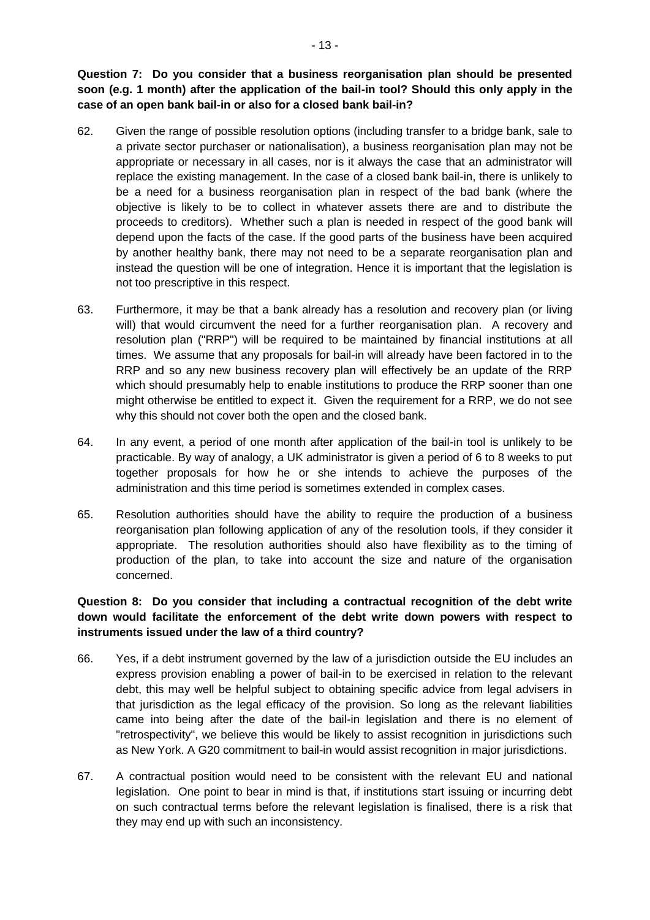**Question 7: Do you consider that a business reorganisation plan should be presented soon (e.g. 1 month) after the application of the bail-in tool? Should this only apply in the case of an open bank bail-in or also for a closed bank bail-in?**

62. Given the range of possible resolution options (including transfer to a bridge bank, sale to a private sector purchaser or nationalisation), a business reorganisation plan may not be appropriate or necessary in all cases, nor is it always the case that an administrator will replace the existing management. In the case of a closed bank bail-in, there is unlikely to be a need for a business reorganisation plan in respect of the bad bank (where the objective is likely to be to collect in whatever assets there are and to distribute the proceeds to creditors). Whether such a plan is needed in respect of the good bank will depend upon the facts of the case. If the good parts of the business have been acquired by another healthy bank, there may not need to be a separate reorganisation plan and instead the question will be one of integration. Hence it is important that the legislation is not too prescriptive in this respect.

63. Furthermore, it may be that a bank already has a resolution and recovery plan (or living will) that would circumvent the need for a further reorganisation plan. A recovery and resolution plan ("RRP") will be required to be maintained by financial institutions at all times. We assume that any proposals for bail-in will already have been factored in to the RRP and so any new business recovery plan will effectively be an update of the RRP which should presumably help to enable institutions to produce the RRP sooner than one might otherwise be entitled to expect it. Given the requirement for a RRP, we do not see why this should not cover both the open and the closed bank.

64. In any event, a period of one month after application of the bail-in tool is unlikely to be practicable. By way of analogy, a UK administrator is given a period of 6 to 8 weeks to put together proposals for how he or she intends to achieve the purposes of the administration and this time period is sometimes extended in complex cases.

65. Resolution authorities should have the ability to require the production of a business reorganisation plan following application of any of the resolution tools, if they consider it appropriate. The resolution authorities should also have flexibility as to the timing of production of the plan, to take into account the size and nature of the organisation concerned.

**Question 8: Do you consider that including a contractual recognition of the debt write down would facilitate the enforcement of the debt write down powers with respect to instruments issued under the law of a third country?**

66. Yes, if a debt instrument governed by the law of a jurisdiction outside the EU includes an express provision enabling a power of bail-in to be exercised in relation to the relevant debt, this may well be helpful subject to obtaining specific advice from legal advisers in that jurisdiction as the legal efficacy of the provision. So long as the relevant liabilities came into being after the date of the bail-in legislation and there is no element of "retrospectivity", we believe this would be likely to assist recognition in jurisdictions such as New York. A G20 commitment to bail-in would assist recognition in major jurisdictions.

67. A contractual position would need to be consistent with the relevant EU and national legislation. One point to bear in mind is that, if institutions start issuing or incurring debt on such contractual terms before the relevant legislation is finalised, there is a risk that they may end up with such an inconsistency.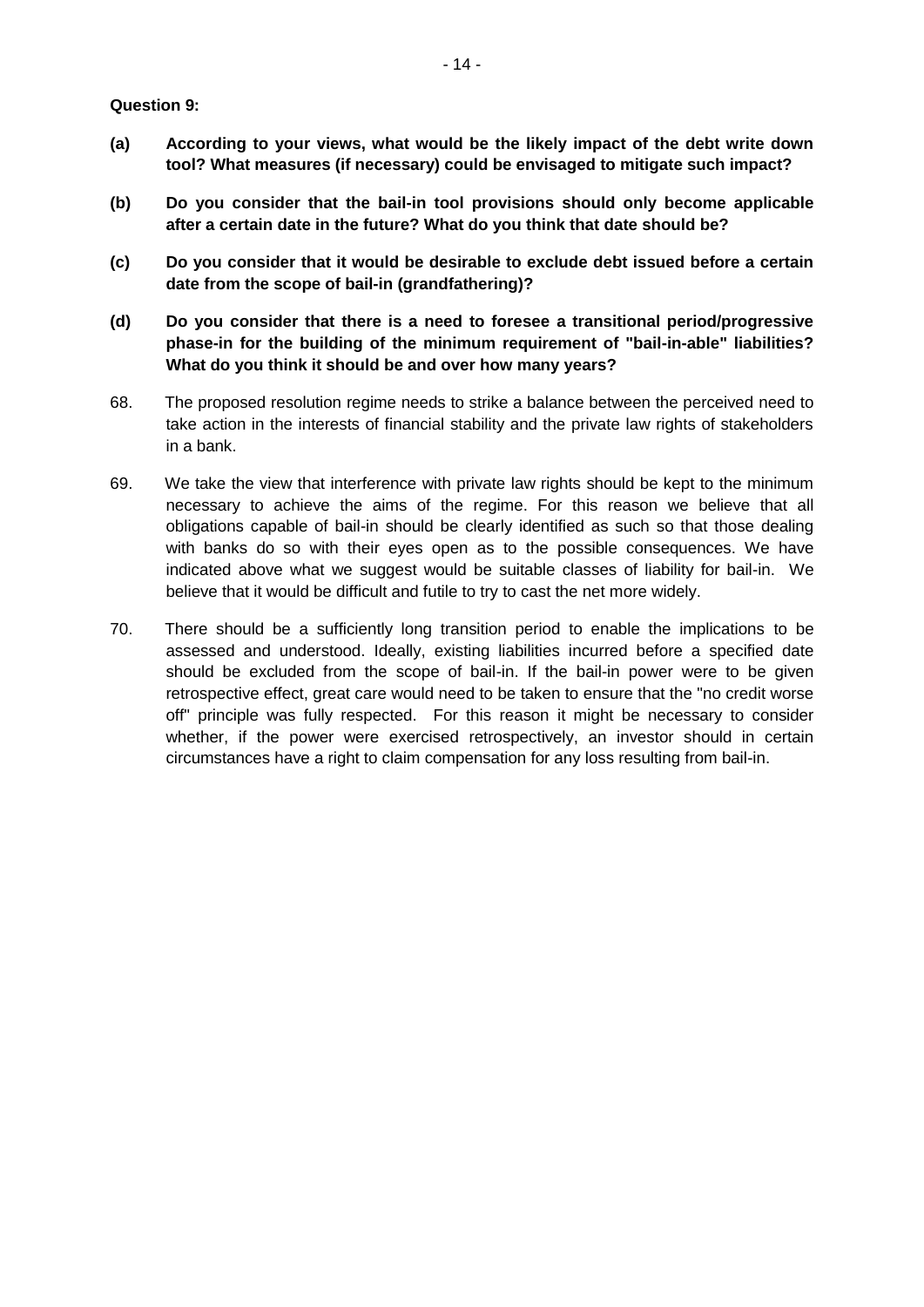**Question 9:**

**(a)** **According to your views, what would be the likely impact of the debt write down tool? What measures (if necessary) could be envisaged to mitigate such impact?**

**(b)** **Do you consider that the bail-in tool provisions should only become applicable after a certain date in the future? What do you think that date should be?**

**(c)** **Do you consider that it would be desirable to exclude debt issued before a certain date from the scope of bail-in (grandfathering)?**

**(d)** **Do you consider that there is a need to foresee a transitional period/progressive phase-in for the building of the minimum requirement of "bail-in-able" liabilities? What do you think it should be and over how many years?**

68. The proposed resolution regime needs to strike a balance between the perceived need to take action in the interests of financial stability and the private law rights of stakeholders in a bank.

69. We take the view that interference with private law rights should be kept to the minimum necessary to achieve the aims of the regime. For this reason we believe that all obligations capable of bail-in should be clearly identified as such so that those dealing with banks do so with their eyes open as to the possible consequences. We have indicated above what we suggest would be suitable classes of liability for bail-in. We believe that it would be difficult and futile to try to cast the net more widely.

70. There should be a sufficiently long transition period to enable the implications to be assessed and understood. Ideally, existing liabilities incurred before a specified date should be excluded from the scope of bail-in. If the bail-in power were to be given retrospective effect, great care would need to be taken to ensure that the "no credit worse off" principle was fully respected. For this reason it might be necessary to consider whether, if the power were exercised retrospectively, an investor should in certain circumstances have a right to claim compensation for any loss resulting from bail-in.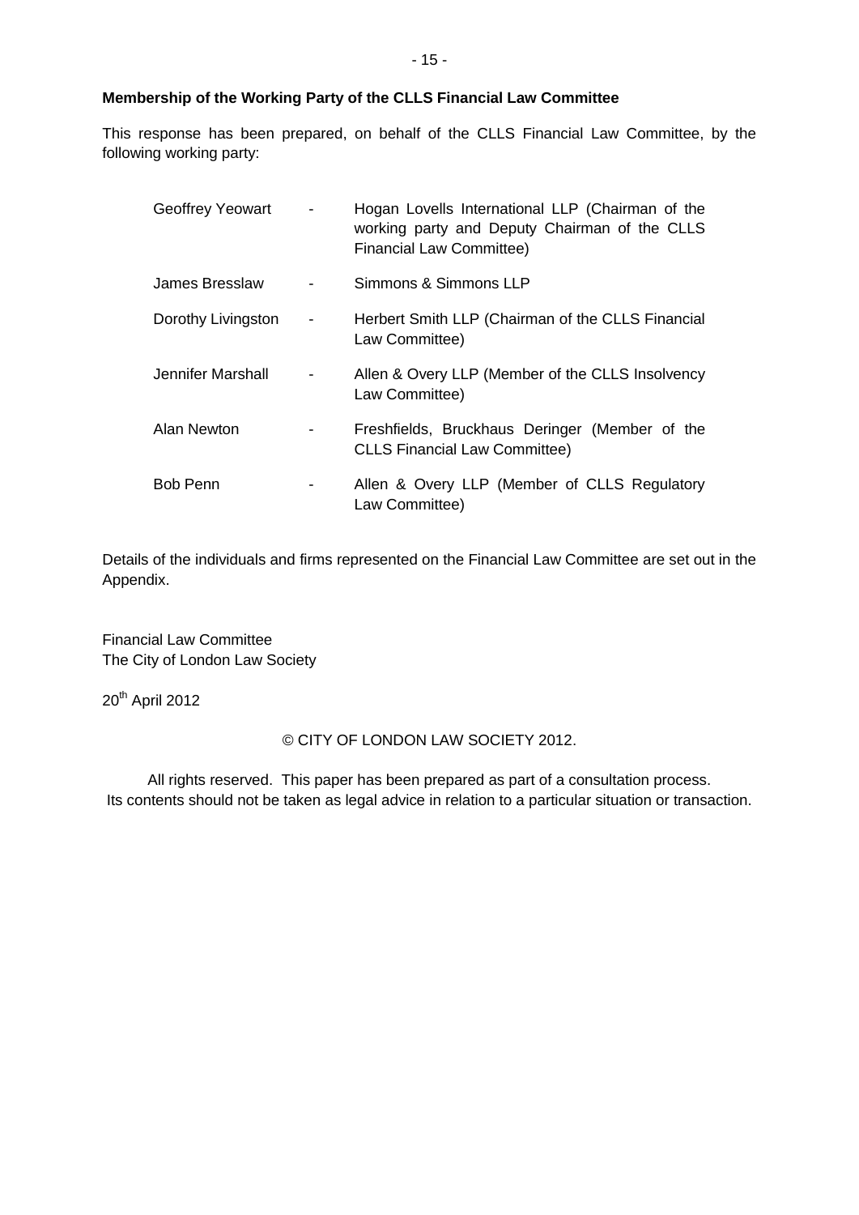**Membership of the Working Party of the CLLS Financial Law Committee**

This response has been prepared, on behalf of the CLLS Financial Law Committee, by the following working party:

| | | |
|---|---|---|
| Geoffrey Yeowart | - | Hogan Lovells International LLP (Chairman of the working party and Deputy Chairman of the CLLS Financial Law Committee) |
| James Bresslaw | - | Simmons & Simmons LLP |
| Dorothy Livingston | - | Herbert Smith LLP (Chairman of the CLLS Financial Law Committee) |
| Jennifer Marshall | - | Allen & Overy LLP (Member of the CLLS Insolvency Law Committee) |
| Alan Newton | - | Freshfields, Bruckhaus Deringer (Member of the CLLS Financial Law Committee) |
| Bob Penn | - | Allen & Overy LLP (Member of CLLS Regulatory Law Committee) |

Details of the individuals and firms represented on the Financial Law Committee are set out in the Appendix.

Financial Law Committee
The City of London Law Society

20th April 2012

© CITY OF LONDON LAW SOCIETY 2012.

All rights reserved. This paper has been prepared as part of a consultation process. Its contents should not be taken as legal advice in relation to a particular situation or transaction.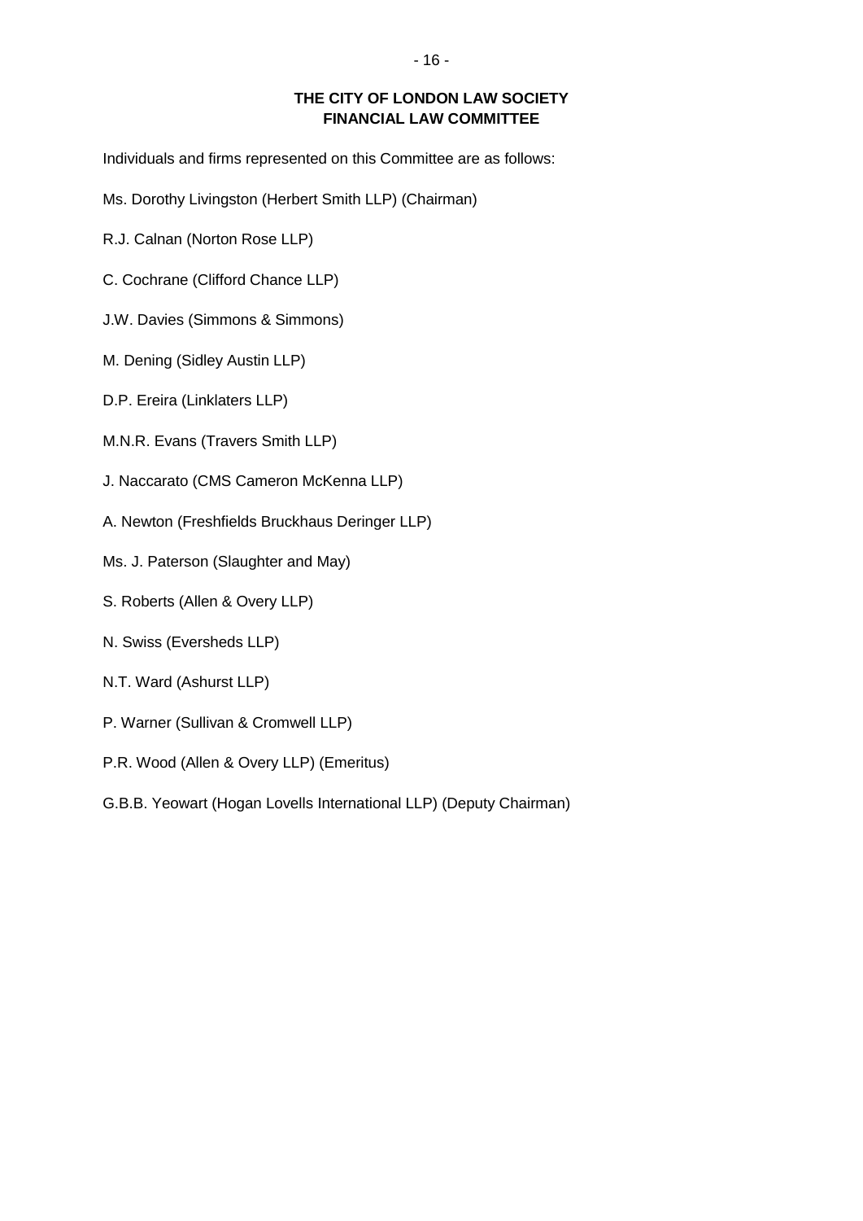**THE CITY OF LONDON LAW SOCIETY**
**FINANCIAL LAW COMMITTEE**

Individuals and firms represented on this Committee are as follows:

Ms. Dorothy Livingston (Herbert Smith LLP) (Chairman)

R.J. Calnan (Norton Rose LLP)

C. Cochrane (Clifford Chance LLP)

J.W. Davies (Simmons & Simmons)

M. Dening (Sidley Austin LLP)

D.P. Ereira (Linklaters LLP)

M.N.R. Evans (Travers Smith LLP)

J. Naccarato (CMS Cameron McKenna LLP)

A. Newton (Freshfields Bruckhaus Deringer LLP)

Ms. J. Paterson (Slaughter and May)

S. Roberts (Allen & Overy LLP)

N. Swiss (Eversheds LLP)

N.T. Ward (Ashurst LLP)

P. Warner (Sullivan & Cromwell LLP)

P.R. Wood (Allen & Overy LLP) (Emeritus)

G.B.B. Yeowart (Hogan Lovells International LLP) (Deputy Chairman)